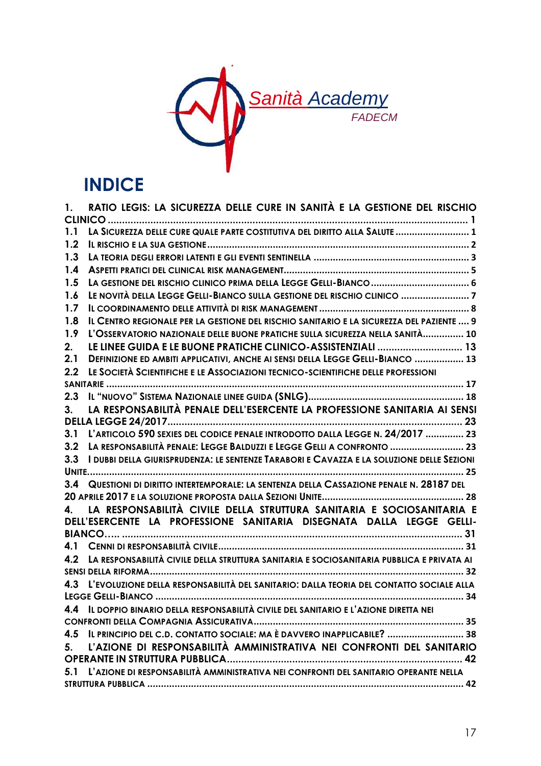Sanità Academy

FADECM

# INDICE

1. RATIO LEGIS: LA SICUREZZA DELLE CURE IN SANITÀ E LA GESTIONE DEL RISCHIO CLINICO ........ 1
   - 1.1 LA SICUREZZA DELLE CURE QUALE PARTE COSTITUTIVA DEL DIRITTO ALLA SALUTE ........ 1
   - 1.2 IL RISCHIO E LA SUA GESTIONE ........ 2
   - 1.3 LA TEORIA DEGLI ERRORI LATENTI E GLI EVENTI SENTINELLA ........ 3
   - 1.4 ASPETTI PRATICI DEL CLINICAL RISK MANAGEMENT ........ 5
   - 1.5 LA GESTIONE DEL RISCHIO CLINICO PRIMA DELLA LEGGE GELLI-BIANCO ........ 6
   - 1.6 LE NOVITÀ DELLA LEGGE GELLI-BIANCO SULLA GESTIONE DEL RISCHIO CLINICO ........ 7
   - 1.7 IL COORDINAMENTO DELLE ATTIVITÀ DI RISK MANAGEMENT ........ 8
   - 1.8 IL CENTRO REGIONALE PER LA GESTIONE DEL RISCHIO SANITARIO E LA SICUREZZA DEL PAZIENTE ........ 9
   - 1.9 L'OSSERVATORIO NAZIONALE DELLE BUONE PRATICHE SULLA SICUREZZA NELLA SANITÀ ........ 10
2. LE LINEE GUIDA E LE BUONE PRATICHE CLINICO-ASSISTENZIALI ........ 13
   - 2.1 DEFINIZIONE ED AMBITI APPLICATIVI, ANCHE AI SENSI DELLA LEGGE GELLI-BIANCO ........ 13
   - 2.2 LE SOCIETÀ SCIENTIFICHE E LE ASSOCIAZIONI TECNICO-SCIENTIFICHE DELLE PROFESSIONI SANITARIE ........ 17
   - 2.3 IL "NUOVO" SISTEMA NAZIONALE LINEE GUIDA (SNLG) ........ 18
3. LA RESPONSABILITÀ PENALE DELL'ESERCENTE LA PROFESSIONE SANITARIA AI SENSI DELLA LEGGE 24/2017 ........ 23
   - 3.1 L'ARTICOLO 590 SEXIES DEL CODICE PENALE INTRODOTTO DALLA LEGGE N. 24/2017 ........ 23
   - 3.2 LA RESPONSABILITÀ PENALE: LEGGE BALDUZZI E LEGGE GELLI A CONFRONTO ........ 23
   - 3.3 I DUBBI DELLA GIURISPRUDENZA: LE SENTENZE TARABORI E CAVAZZA E LA SOLUZIONE DELLE SEZIONI UNITE ........ 25
   - 3.4 QUESTIONI DI DIRITTO INTERTEMPORALE: LA SENTENZA DELLA CASSAZIONE PENALE N. 28187 DEL 20 APRILE 2017 E LA SOLUZIONE PROPOSTA DALLA SEZIONI UNITE ........ 28
4. LA RESPONSABILITÀ CIVILE DELLA STRUTTURA SANITARIA E SOCIOSANITARIA E DELL'ESERCENTE LA PROFESSIONE SANITARIA DISEGNATA DALLA LEGGE GELLI-BIANCO….. ........ 31
   - 4.1 CENNI DI RESPONSABILITÀ CIVILE ........ 31
   - 4.2 LA RESPONSABILITÀ CIVILE DELLA STRUTTURA SANITARIA E SOCIOSANITARIA PUBBLICA E PRIVATA AI SENSI DELLA RIFORMA ........ 32
   - 4.3 L'EVOLUZIONE DELLA RESPONSABILITÀ DEL SANITARIO: DALLA TEORIA DEL CONTATTO SOCIALE ALLA LEGGE GELLI-BIANCO ........ 34
   - 4.4 IL DOPPIO BINARIO DELLA RESPONSABILITÀ CIVILE DEL SANITARIO E L'AZIONE DIRETTA NEI CONFRONTI DELLA COMPAGNIA ASSICURATIVA ........ 35
   - 4.5 IL PRINCIPIO DEL C.D. CONTATTO SOCIALE: MA È DAVVERO INAPPLICABILE? ........ 38
5. L'AZIONE DI RESPONSABILITÀ AMMINISTRATIVA NEI CONFRONTI DEL SANITARIO OPERANTE IN STRUTTURA PUBBLICA ........ 42
   - 5.1 L'AZIONE DI RESPONSABILITÀ AMMINISTRATIVA NEI CONFRONTI DEL SANITARIO OPERANTE NELLA STRUTTURA PUBBLICA ........ 42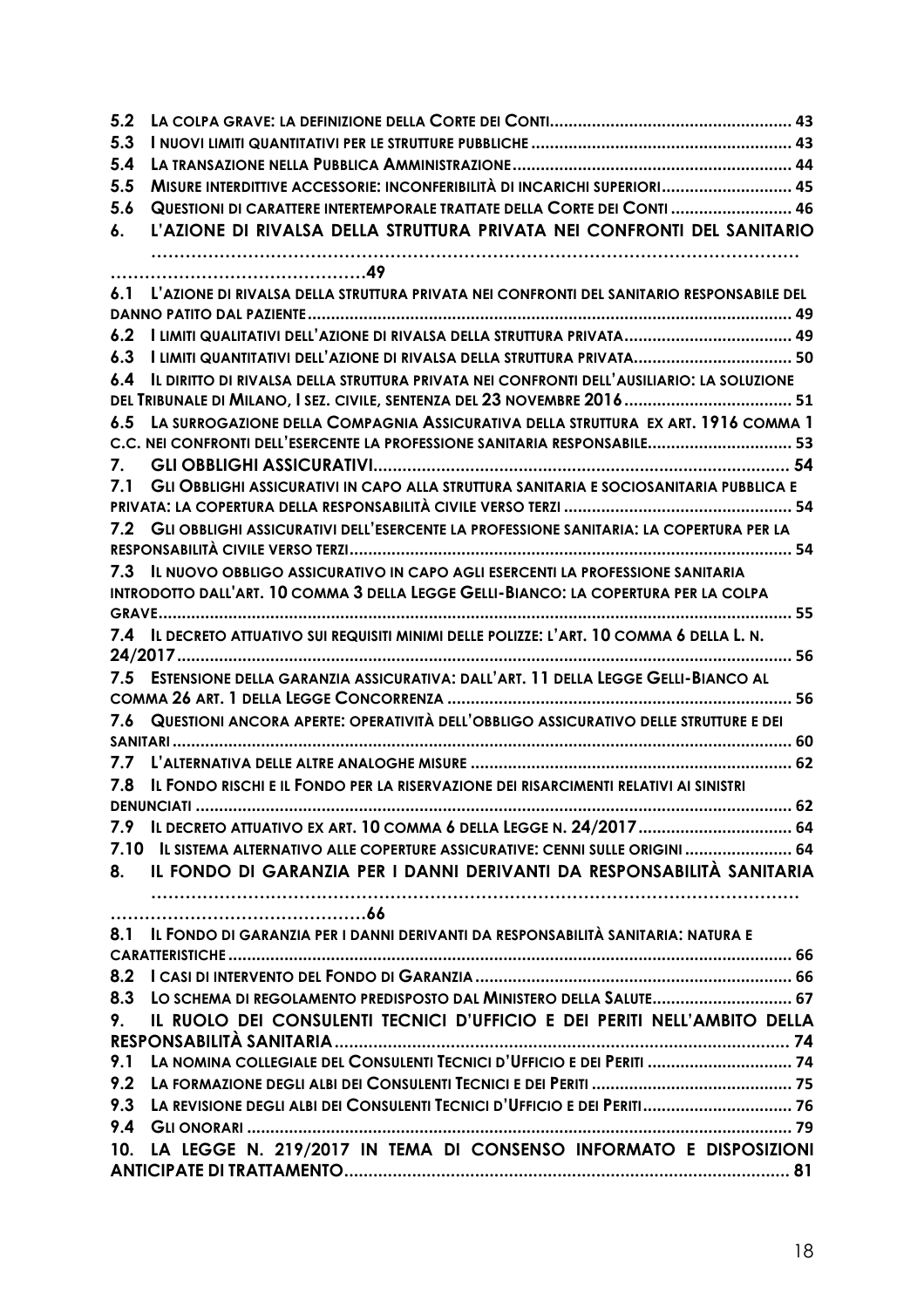5.2 LA COLPA GRAVE: LA DEFINIZIONE DELLA CORTE DEI CONTI .................................................... 43
5.3 I NUOVI LIMITI QUANTITATIVI PER LE STRUTTURE PUBBLICHE ........................................................ 43
5.4 LA TRANSAZIONE NELLA PUBBLICA AMMINISTRAZIONE ............................................................ 44
5.5 MISURE INTERDITTIVE ACCESSORIE: INCONFERIBILITÀ DI INCARICHI SUPERIORI ............................ 45
5.6 QUESTIONI DI CARATTERE INTERTEMPORALE TRATTATE DELLA CORTE DEI CONTI .......................... 46

**6. L'AZIONE DI RIVALSA DELLA STRUTTURA PRIVATA NEI CONFRONTI DEL SANITARIO ......................................................................................................................49**

6.1 L'AZIONE DI RIVALSA DELLA STRUTTURA PRIVATA NEI CONFRONTI DEL SANITARIO RESPONSABILE DEL DANNO PATITO DAL PAZIENTE ........................................................................................................ 49
6.2 I LIMITI QUALITATIVI DELL'AZIONE DI RIVALSA DELLA STRUTTURA PRIVATA .................................... 49
6.3 I LIMITI QUANTITATIVI DELL'AZIONE DI RIVALSA DELLA STRUTTURA PRIVATA .................................. 50
6.4 IL DIRITTO DI RIVALSA DELLA STRUTTURA PRIVATA NEI CONFRONTI DELL'AUSILIARIO: LA SOLUZIONE DEL TRIBUNALE DI MILANO, I SEZ. CIVILE, SENTENZA DEL 23 NOVEMBRE 2016 .................................... 51
6.5 LA SURROGAZIONE DELLA COMPAGNIA ASSICURATIVA DELLA STRUTTURA EX ART. 1916 COMMA 1 C.C. NEI CONFRONTI DELL'ESERCENTE LA PROFESSIONE SANITARIA RESPONSABILE ............................... 53

**7. GLI OBBLIGHI ASSICURATIVI ...................................................................................... 54**

7.1 GLI OBBLIGHI ASSICURATIVI IN CAPO ALLA STRUTTURA SANITARIA E SOCIOSANITARIA PUBBLICA E PRIVATA: LA COPERTURA DELLA RESPONSABILITÀ CIVILE VERSO TERZI ................................................. 54
7.2 GLI OBBLIGHI ASSICURATIVI DELL'ESERCENTE LA PROFESSIONE SANITARIA: LA COPERTURA PER LA RESPONSABILITÀ CIVILE VERSO TERZI .............................................................................................. 54
7.3 IL NUOVO OBBLIGO ASSICURATIVO IN CAPO AGLI ESERCENTI LA PROFESSIONE SANITARIA INTRODOTTO DALL'ART. 10 COMMA 3 DELLA LEGGE GELLI-BIANCO: LA COPERTURA PER LA COLPA GRAVE ..................................................................................................................................... 55
7.4 IL DECRETO ATTUATIVO SUI REQUISITI MINIMI DELLE POLIZZE: L'ART. 10 COMMA 6 DELLA L. N. 24/2017 .................................................................................................................................. 56
7.5 ESTENSIONE DELLA GARANZIA ASSICURATIVA: DALL'ART. 11 DELLA LEGGE GELLI-BIANCO AL COMMA 26 ART. 1 DELLA LEGGE CONCORRENZA ......................................................................... 56
7.6 QUESTIONI ANCORA APERTE: OPERATIVITÀ DELL'OBBLIGO ASSICURATIVO DELLE STRUTTURE E DEI SANITARI ................................................................................................................................... 60
7.7 L'ALTERNATIVA DELLE ALTRE ANALOGHE MISURE ..................................................................... 62
7.8 IL FONDO RISCHI E IL FONDO PER LA RISERVAZIONE DEI RISARCIMENTI RELATIVI AI SINISTRI DENUNCIATI .............................................................................................................................. 62
7.9 IL DECRETO ATTUATIVO EX ART. 10 COMMA 6 DELLA LEGGE N. 24/2017 ................................. 64
7.10 IL SISTEMA ALTERNATIVO ALLE COPERTURE ASSICURATIVE: CENNI SULLE ORIGINI ....................... 64

**8. IL FONDO DI GARANZIA PER I DANNI DERIVANTI DA RESPONSABILITÀ SANITARIA ......................................................................................................................66**

8.1 IL FONDO DI GARANZIA PER I DANNI DERIVANTI DA RESPONSABILITÀ SANITARIA: NATURA E CARATTERISTICHE ....................................................................................................................... 66
8.2 I CASI DI INTERVENTO DEL FONDO DI GARANZIA .................................................................... 66
8.3 LO SCHEMA DI REGOLAMENTO PREDISPOSTO DAL MINISTERO DELLA SALUTE .............................. 67

**9. IL RUOLO DEI CONSULENTI TECNICI D'UFFICIO E DEI PERITI NELL'AMBITO DELLA RESPONSABILITÀ SANITARIA .............................................................................................. 74**

9.1 LA NOMINA COLLEGIALE DEL CONSULENTI TECNICI D'UFFICIO E DEI PERITI ............................... 74
9.2 LA FORMAZIONE DEGLI ALBI DEI CONSULENTI TECNICI E DEI PERITI ........................................... 75
9.3 LA REVISIONE DEGLI ALBI DEI CONSULENTI TECNICI D'UFFICIO E DEI PERITI ................................ 76
9.4 GLI ONORARI .................................................................................................................... 79

**10. LA LEGGE N. 219/2017 IN TEMA DI CONSENSO INFORMATO E DISPOSIZIONI ANTICIPATE DI TRATTAMENTO ............................................................................................ 81**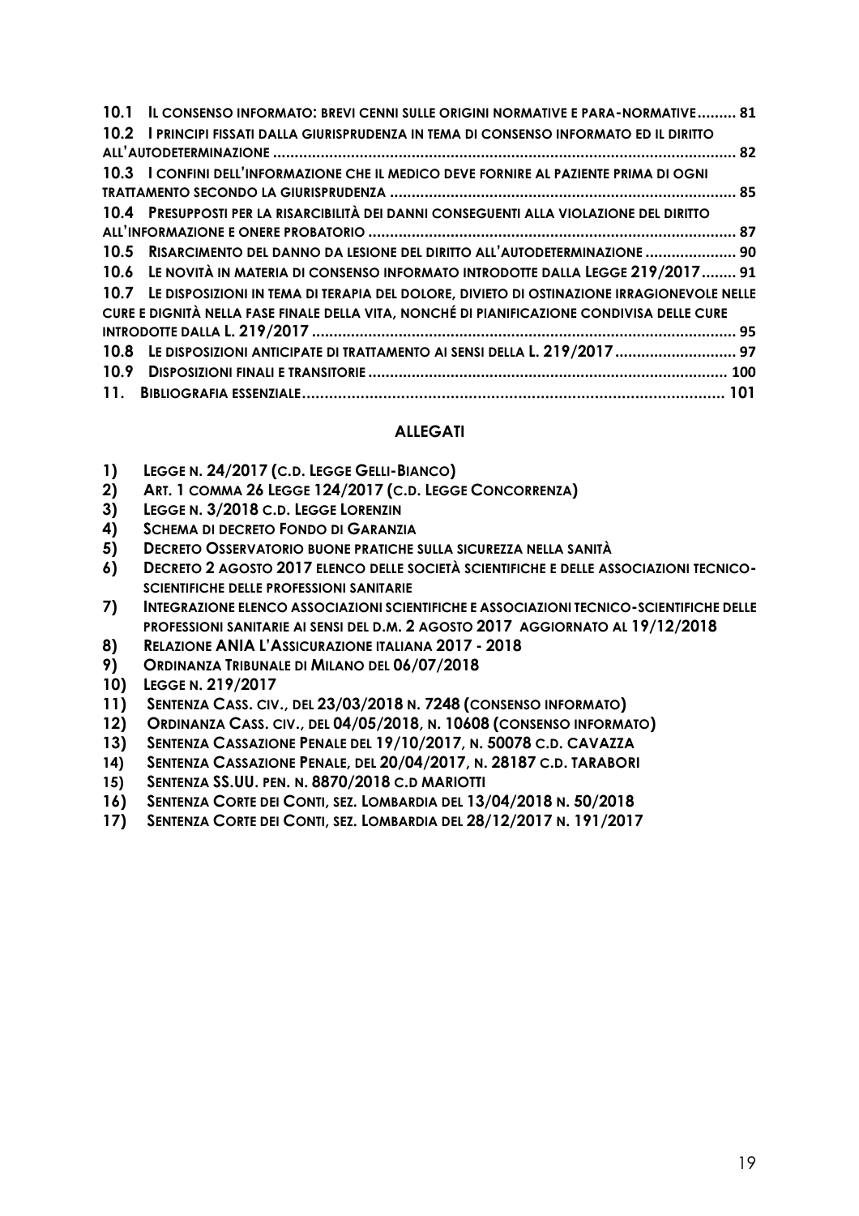**10.1 Il consenso informato: brevi cenni sulle origini normative e para-normative......... 81**

**10.2 I principi fissati dalla giurisprudenza in tema di consenso informato ed il diritto all'autodeterminazione ........................................................................................................ 82**

**10.3 I confini dell'informazione che il medico deve fornire al paziente prima di ogni trattamento secondo la giurisprudenza ................................................................................ 85**

**10.4 Presupposti per la risarcibilità dei danni conseguenti alla violazione del diritto all'informazione e onere probatorio ..................................................................................... 87**

**10.5 Risarcimento del danno da lesione del diritto all'autodeterminazione ..................... 90**

**10.6 Le novità in materia di consenso informato introdotte dalla Legge 219/2017........ 91**

**10.7 Le disposizioni in tema di terapia del dolore, divieto di ostinazione irragionevole nelle cure e dignità nella fase finale della vita, nonché di pianificazione condivisa delle cure introdotte dalla L. 219/2017 ................................................................................................. 95**

**10.8 Le disposizioni anticipate di trattamento ai sensi della L. 219/2017 ............................ 97**

**10.9 Disposizioni finali e transitorie ................................................................................... 100**

**11. Bibliografia essenziale................................................................................................ 101**

## ALLEGATI

1) **Legge n. 24/2017 (c.d. Legge Gelli-Bianco)**
2) **Art. 1 comma 26 Legge 124/2017 (c.d. Legge Concorrenza)**
3) **Legge n. 3/2018 c.d. Legge Lorenzin**
4) **Schema di decreto Fondo di Garanzia**
5) **Decreto Osservatorio buone pratiche sulla sicurezza nella sanità**
6) **Decreto 2 agosto 2017 elenco delle società scientifiche e delle associazioni tecnico-scientifiche delle professioni sanitarie**
7) **Integrazione elenco associazioni scientifiche e associazioni tecnico-scientifiche delle professioni sanitarie ai sensi del d.m. 2 agosto 2017 aggiornato al 19/12/2018**
8) **Relazione ANIA L'Assicurazione italiana 2017 - 2018**
9) **Ordinanza Tribunale di Milano del 06/07/2018**
10) **Legge n. 219/2017**
11) **Sentenza Cass. civ., del 23/03/2018 n. 7248 (consenso informato)**
12) **Ordinanza Cass. civ., del 04/05/2018, n. 10608 (consenso informato)**
13) **Sentenza Cassazione Penale del 19/10/2017, n. 50078 c.d. Cavazza**
14) **Sentenza Cassazione Penale, del 20/04/2017, n. 28187 c.d. Tarabori**
15) **Sentenza SS.UU. pen. n. 8870/2018 c.d Mariotti**
16) **Sentenza Corte dei Conti, sez. Lombardia del 13/04/2018 n. 50/2018**
17) **Sentenza Corte dei Conti, sez. Lombardia del 28/12/2017 n. 191/2017**